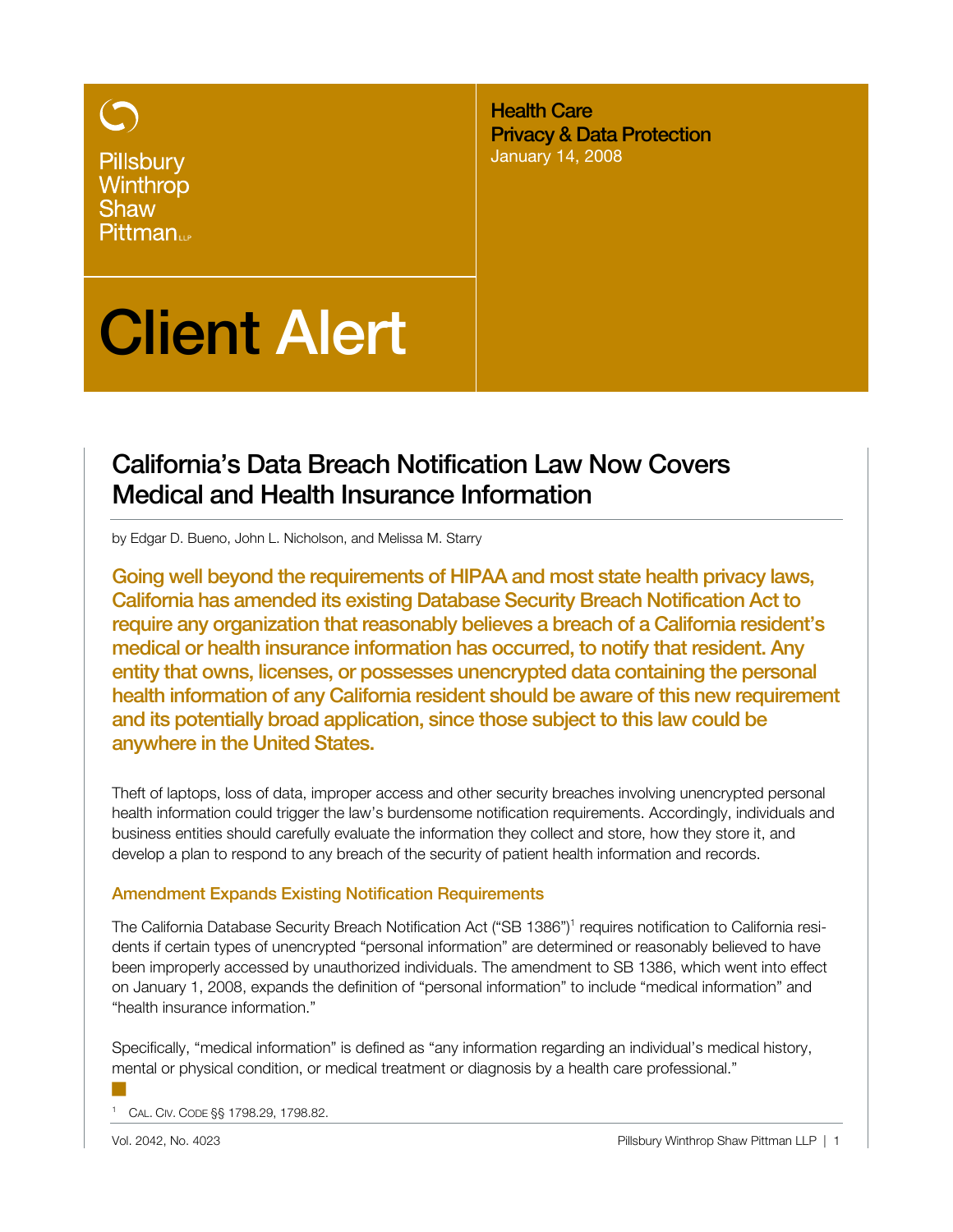Pillsbury Winthrop Shaw Pittman LLP

**Health Care**
**Privacy & Data Protection**
January 14, 2008

# Client Alert

## California's Data Breach Notification Law Now Covers Medical and Health Insurance Information

by Edgar D. Bueno, John L. Nicholson, and Melissa M. Starry

**Going well beyond the requirements of HIPAA and most state health privacy laws, California has amended its existing Database Security Breach Notification Act to require any organization that reasonably believes a breach of a California resident's medical or health insurance information has occurred, to notify that resident. Any entity that owns, licenses, or possesses unencrypted data containing the personal health information of any California resident should be aware of this new requirement and its potentially broad application, since those subject to this law could be anywhere in the United States.**

Theft of laptops, loss of data, improper access and other security breaches involving unencrypted personal health information could trigger the law's burdensome notification requirements. Accordingly, individuals and business entities should carefully evaluate the information they collect and store, how they store it, and develop a plan to respond to any breach of the security of patient health information and records.

### Amendment Expands Existing Notification Requirements

The California Database Security Breach Notification Act ("SB 1386")[1] requires notification to California residents if certain types of unencrypted "personal information" are determined or reasonably believed to have been improperly accessed by unauthorized individuals. The amendment to SB 1386, which went into effect on January 1, 2008, expands the definition of "personal information" to include "medical information" and "health insurance information."

Specifically, "medical information" is defined as "any information regarding an individual's medical history, mental or physical condition, or medical treatment or diagnosis by a health care professional."

[1] Cal. Civ. Code §§ 1798.29, 1798.82.

Vol. 2042, No. 4023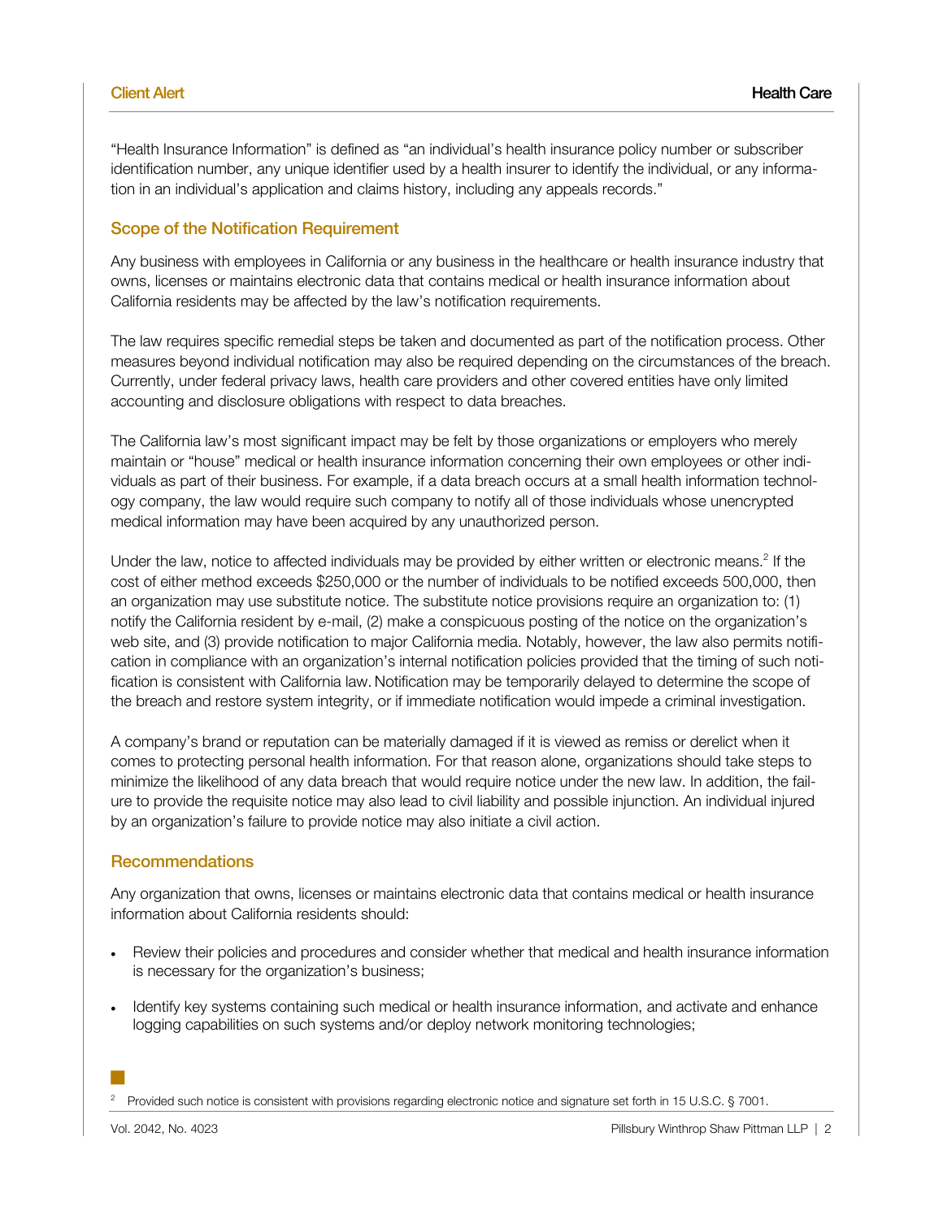"Health Insurance Information" is defined as "an individual's health insurance policy number or subscriber identification number, any unique identifier used by a health insurer to identify the individual, or any information in an individual's application and claims history, including any appeals records."

## Scope of the Notification Requirement

Any business with employees in California or any business in the healthcare or health insurance industry that owns, licenses or maintains electronic data that contains medical or health insurance information about California residents may be affected by the law's notification requirements.

The law requires specific remedial steps be taken and documented as part of the notification process. Other measures beyond individual notification may also be required depending on the circumstances of the breach. Currently, under federal privacy laws, health care providers and other covered entities have only limited accounting and disclosure obligations with respect to data breaches.

The California law's most significant impact may be felt by those organizations or employers who merely maintain or "house" medical or health insurance information concerning their own employees or other individuals as part of their business. For example, if a data breach occurs at a small health information technology company, the law would require such company to notify all of those individuals whose unencrypted medical information may have been acquired by any unauthorized person.

Under the law, notice to affected individuals may be provided by either written or electronic means.[2] If the cost of either method exceeds $250,000 or the number of individuals to be notified exceeds 500,000, then an organization may use substitute notice. The substitute notice provisions require an organization to: (1) notify the California resident by e-mail, (2) make a conspicuous posting of the notice on the organization's web site, and (3) provide notification to major California media. Notably, however, the law also permits notification in compliance with an organization's internal notification policies provided that the timing of such notification is consistent with California law. Notification may be temporarily delayed to determine the scope of the breach and restore system integrity, or if immediate notification would impede a criminal investigation.

A company's brand or reputation can be materially damaged if it is viewed as remiss or derelict when it comes to protecting personal health information. For that reason alone, organizations should take steps to minimize the likelihood of any data breach that would require notice under the new law. In addition, the failure to provide the requisite notice may also lead to civil liability and possible injunction. An individual injured by an organization's failure to provide notice may also initiate a civil action.

## Recommendations

Any organization that owns, licenses or maintains electronic data that contains medical or health insurance information about California residents should:

- Review their policies and procedures and consider whether that medical and health insurance information is necessary for the organization's business;
- Identify key systems containing such medical or health insurance information, and activate and enhance logging capabilities on such systems and/or deploy network monitoring technologies;

[2] Provided such notice is consistent with provisions regarding electronic notice and signature set forth in 15 U.S.C. § 7001.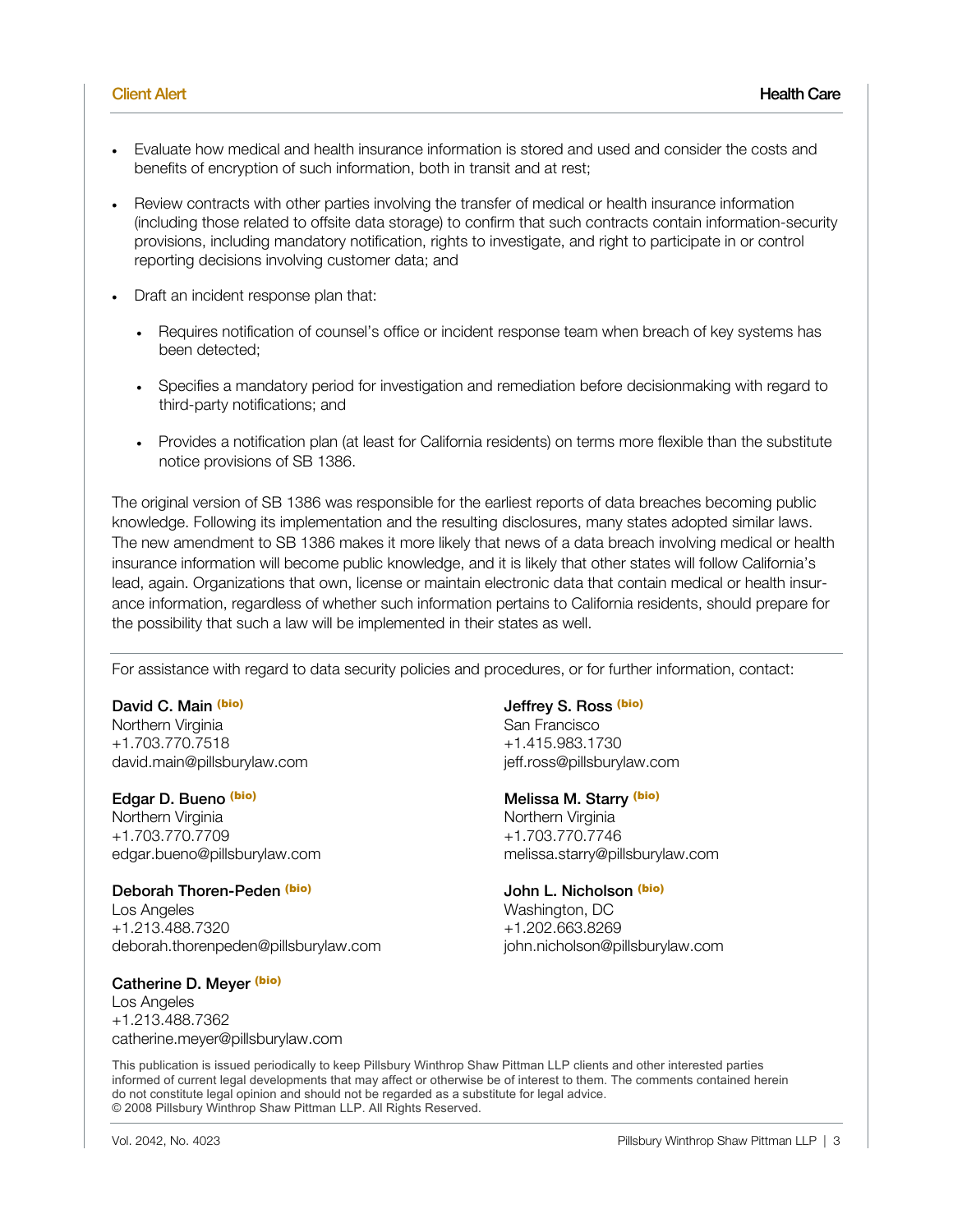- Evaluate how medical and health insurance information is stored and used and consider the costs and benefits of encryption of such information, both in transit and at rest;
- Review contracts with other parties involving the transfer of medical or health insurance information (including those related to offsite data storage) to confirm that such contracts contain information-security provisions, including mandatory notification, rights to investigate, and right to participate in or control reporting decisions involving customer data; and
- Draft an incident response plan that:
  - Requires notification of counsel's office or incident response team when breach of key systems has been detected;
  - Specifies a mandatory period for investigation and remediation before decisionmaking with regard to third-party notifications; and
  - Provides a notification plan (at least for California residents) on terms more flexible than the substitute notice provisions of SB 1386.

The original version of SB 1386 was responsible for the earliest reports of data breaches becoming public knowledge. Following its implementation and the resulting disclosures, many states adopted similar laws. The new amendment to SB 1386 makes it more likely that news of a data breach involving medical or health insurance information will become public knowledge, and it is likely that other states will follow California's lead, again. Organizations that own, license or maintain electronic data that contain medical or health insurance information, regardless of whether such information pertains to California residents, should prepare for the possibility that such a law will be implemented in their states as well.

---

For assistance with regard to data security policies and procedures, or for further information, contact:

**David C. Main** (bio)
Northern Virginia
+1.703.770.7518
david.main@pillsburylaw.com

**Edgar D. Bueno** (bio)
Northern Virginia
+1.703.770.7709
edgar.bueno@pillsburylaw.com

**Deborah Thoren-Peden** (bio)
Los Angeles
+1.213.488.7320
deborah.thorenpeden@pillsburylaw.com

**Catherine D. Meyer** (bio)
Los Angeles
+1.213.488.7362
catherine.meyer@pillsburylaw.com

**Jeffrey S. Ross** (bio)
San Francisco
+1.415.983.1730
jeff.ross@pillsburylaw.com

**Melissa M. Starry** (bio)
Northern Virginia
+1.703.770.7746
melissa.starry@pillsburylaw.com

**John L. Nicholson** (bio)
Washington, DC
+1.202.663.8269
john.nicholson@pillsburylaw.com

This publication is issued periodically to keep Pillsbury Winthrop Shaw Pittman LLP clients and other interested parties informed of current legal developments that may affect or otherwise be of interest to them. The comments contained herein do not constitute legal opinion and should not be regarded as a substitute for legal advice.
© 2008 Pillsbury Winthrop Shaw Pittman LLP. All Rights Reserved.